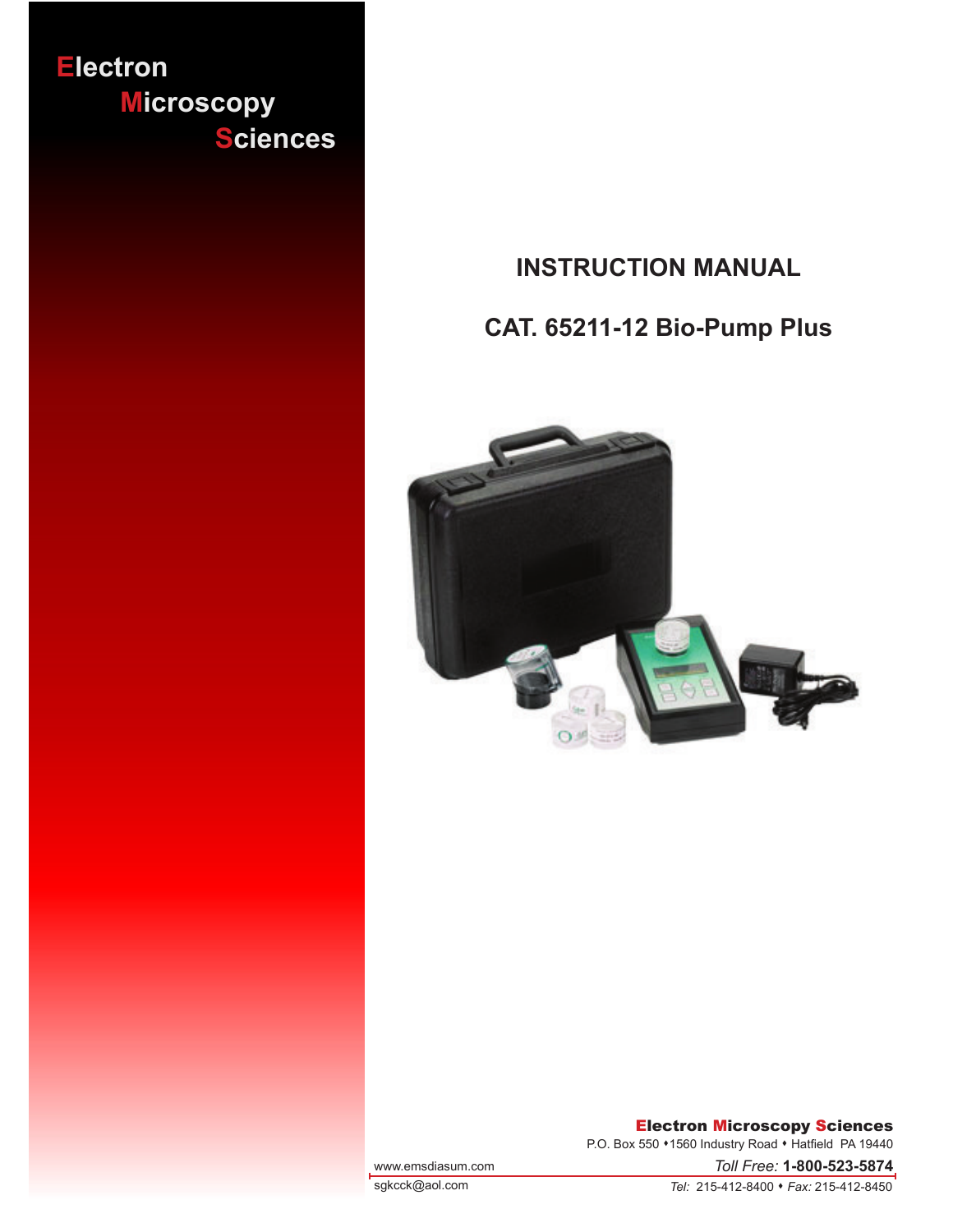Electron
Microscopy
Sciences

# INSTRUCTION MANUAL

## CAT. 65211-12 Bio-Pump Plus

**Electron Microscopy Sciences**
P.O. Box 550 • 1560 Industry Road • Hatfield PA 19440

www.emsdiasum.com
sgkcck@aol.com

*Toll Free:* **1-800-523-5874**
*Tel:* 215-412-8400 • *Fax:* 215-412-8450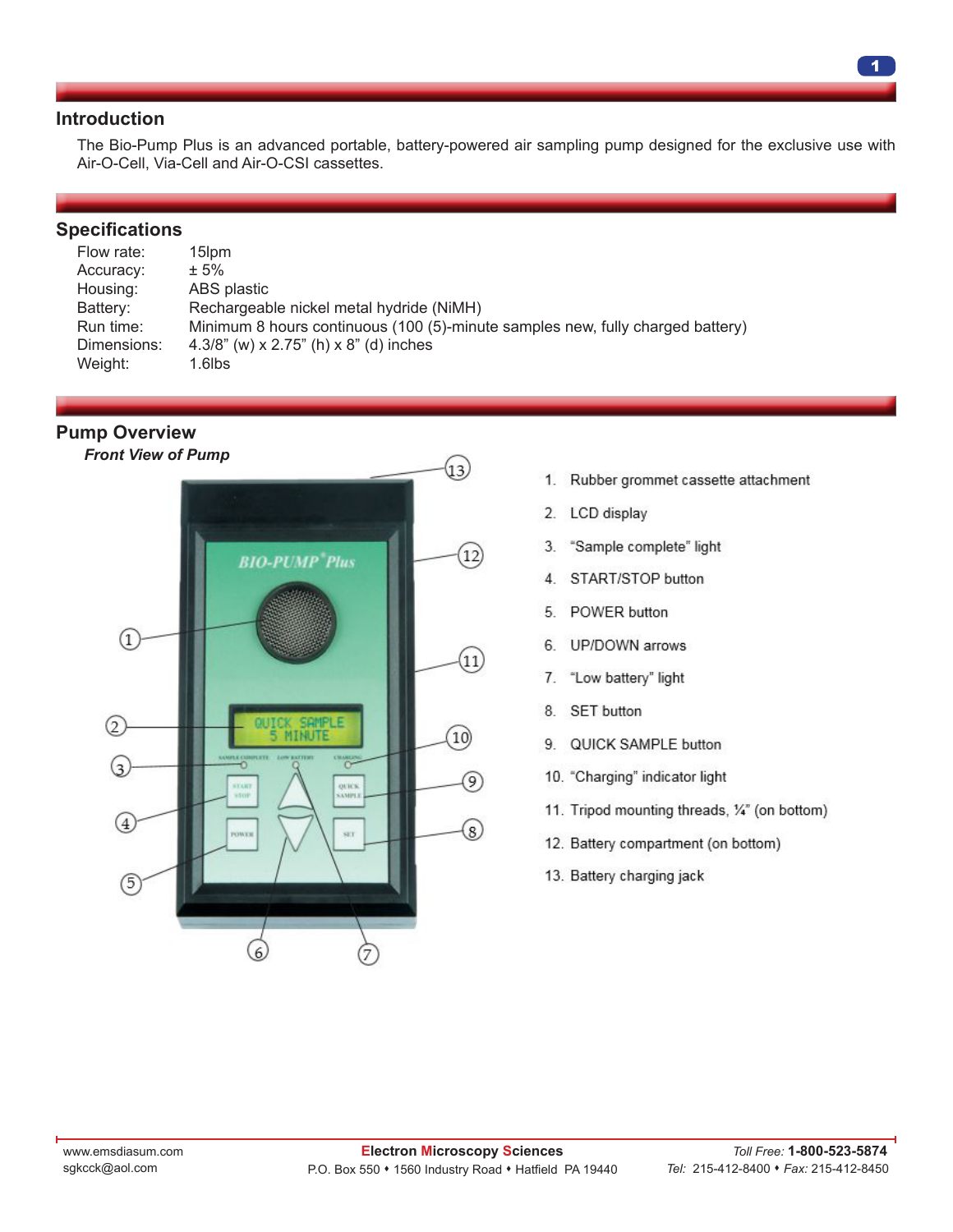## Introduction

The Bio-Pump Plus is an advanced portable, battery-powered air sampling pump designed for the exclusive use with Air-O-Cell, Via-Cell and Air-O-CSI cassettes.

## Specifications

| | |
|---|---|
| Flow rate: | 15lpm |
| Accuracy: | ± 5% |
| Housing: | ABS plastic |
| Battery: | Rechargeable nickel metal hydride (NiMH) |
| Run time: | Minimum 8 hours continuous (100 (5)-minute samples new, fully charged battery) |
| Dimensions: | 4.3/8” (w) x 2.75” (h) x 8” (d) inches |
| Weight: | 1.6lbs |

## Pump Overview

***Front View of Pump***

1. Rubber grommet cassette attachment
2. LCD display
3. “Sample complete” light
4. START/STOP button
5. POWER button
6. UP/DOWN arrows
7. “Low battery” light
8. SET button
9. QUICK SAMPLE button
10. “Charging” indicator light
11. Tripod mounting threads, ¼” (on bottom)
12. Battery compartment (on bottom)
13. Battery charging jack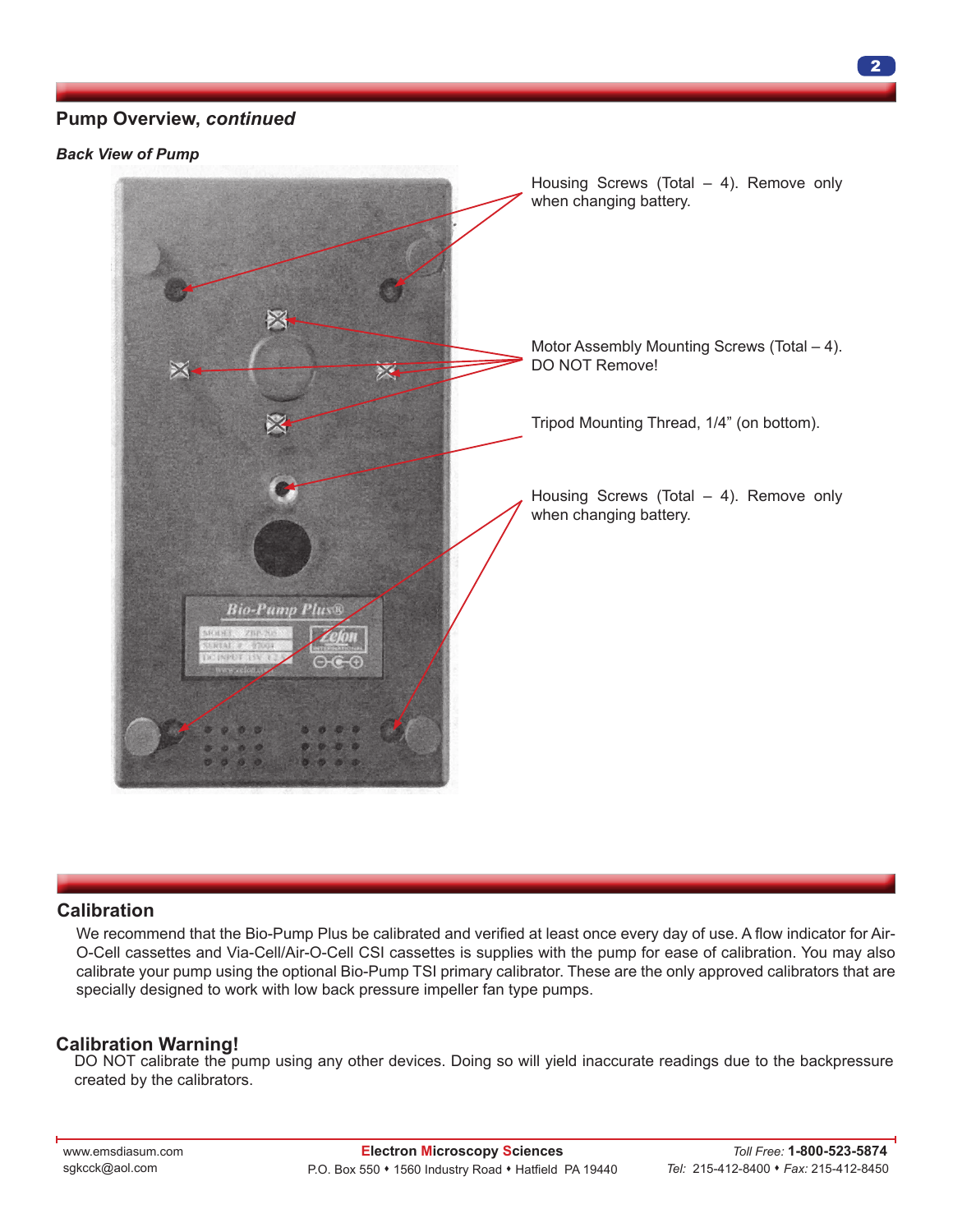## Pump Overview, *continued*

***Back View of Pump***

Housing Screws (Total – 4). Remove only when changing battery.

Motor Assembly Mounting Screws (Total – 4). DO NOT Remove!

Tripod Mounting Thread, 1/4" (on bottom).

Housing Screws (Total – 4). Remove only when changing battery.

## Calibration

We recommend that the Bio-Pump Plus be calibrated and verified at least once every day of use. A flow indicator for Air-O-Cell cassettes and Via-Cell/Air-O-Cell CSI cassettes is supplies with the pump for ease of calibration. You may also calibrate your pump using the optional Bio-Pump TSI primary calibrator. These are the only approved calibrators that are specially designed to work with low back pressure impeller fan type pumps.

## Calibration Warning!

DO NOT calibrate the pump using any other devices. Doing so will yield inaccurate readings due to the backpressure created by the calibrators.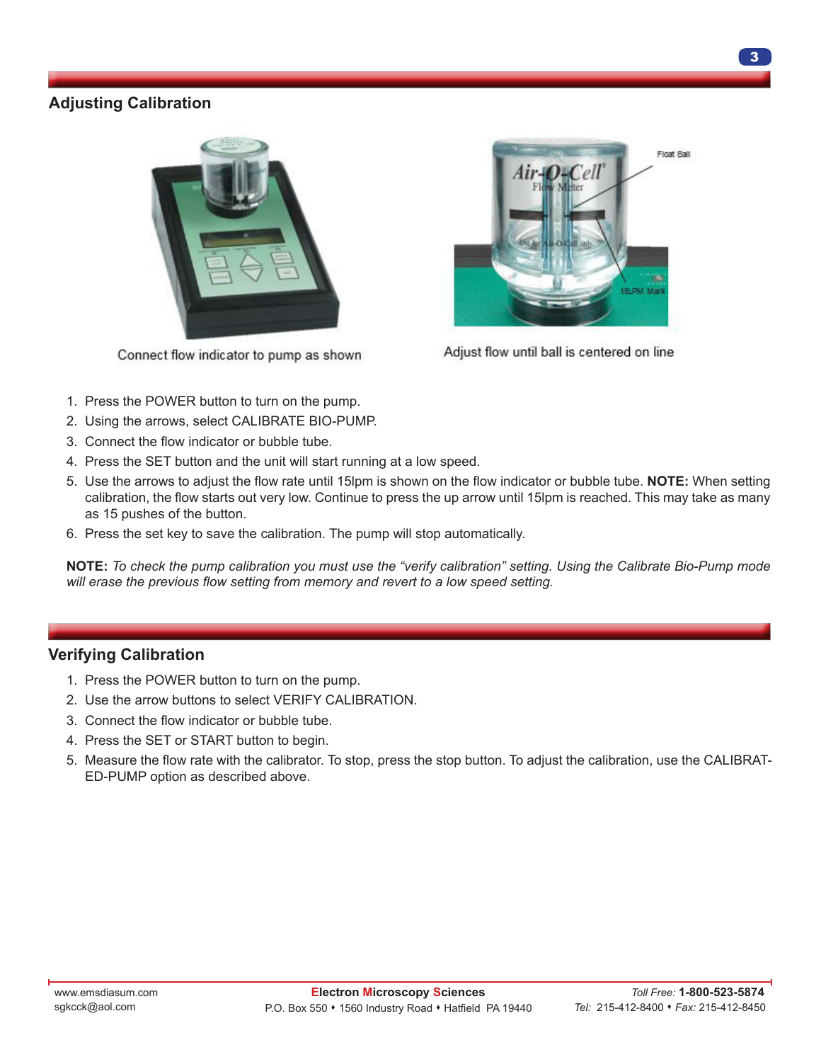## Adjusting Calibration

Connect flow indicator to pump as shown

Adjust flow until ball is centered on line

1. Press the POWER button to turn on the pump.
2. Using the arrows, select CALIBRATE BIO-PUMP.
3. Connect the flow indicator or bubble tube.
4. Press the SET button and the unit will start running at a low speed.
5. Use the arrows to adjust the flow rate until 15lpm is shown on the flow indicator or bubble tube. **NOTE:** When setting calibration, the flow starts out very low. Continue to press the up arrow until 15lpm is reached. This may take as many as 15 pushes of the button.
6. Press the set key to save the calibration. The pump will stop automatically.

**NOTE:** *To check the pump calibration you must use the "verify calibration" setting. Using the Calibrate Bio-Pump mode will erase the previous flow setting from memory and revert to a low speed setting.*

## Verifying Calibration

1. Press the POWER button to turn on the pump.
2. Use the arrow buttons to select VERIFY CALIBRATION.
3. Connect the flow indicator or bubble tube.
4. Press the SET or START button to begin.
5. Measure the flow rate with the calibrator. To stop, press the stop button. To adjust the calibration, use the CALIBRATED-PUMP option as described above.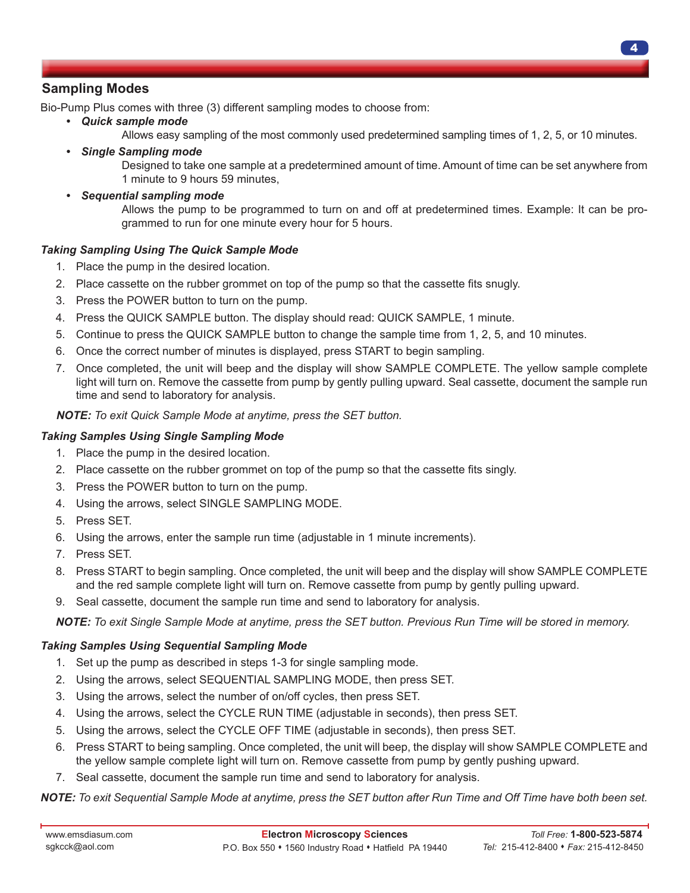## Sampling Modes

Bio-Pump Plus comes with three (3) different sampling modes to choose from:

- ***Quick sample mode***

  Allows easy sampling of the most commonly used predetermined sampling times of 1, 2, 5, or 10 minutes.

- ***Single Sampling mode***

  Designed to take one sample at a predetermined amount of time. Amount of time can be set anywhere from 1 minute to 9 hours 59 minutes,

- ***Sequential sampling mode***

  Allows the pump to be programmed to turn on and off at predetermined times. Example: It can be programmed to run for one minute every hour for 5 hours.

### *Taking Sampling Using The Quick Sample Mode*

1. Place the pump in the desired location.
2. Place cassette on the rubber grommet on top of the pump so that the cassette fits snugly.
3. Press the POWER button to turn on the pump.
4. Press the QUICK SAMPLE button. The display should read: QUICK SAMPLE, 1 minute.
5. Continue to press the QUICK SAMPLE button to change the sample time from 1, 2, 5, and 10 minutes.
6. Once the correct number of minutes is displayed, press START to begin sampling.
7. Once completed, the unit will beep and the display will show SAMPLE COMPLETE. The yellow sample complete light will turn on. Remove the cassette from pump by gently pulling upward. Seal cassette, document the sample run time and send to laboratory for analysis.

***NOTE:*** *To exit Quick Sample Mode at anytime, press the SET button.*

### *Taking Samples Using Single Sampling Mode*

1. Place the pump in the desired location.
2. Place cassette on the rubber grommet on top of the pump so that the cassette fits singly.
3. Press the POWER button to turn on the pump.
4. Using the arrows, select SINGLE SAMPLING MODE.
5. Press SET.
6. Using the arrows, enter the sample run time (adjustable in 1 minute increments).
7. Press SET.
8. Press START to begin sampling. Once completed, the unit will beep and the display will show SAMPLE COMPLETE and the red sample complete light will turn on. Remove cassette from pump by gently pulling upward.
9. Seal cassette, document the sample run time and send to laboratory for analysis.

***NOTE:*** *To exit Single Sample Mode at anytime, press the SET button. Previous Run Time will be stored in memory.*

### *Taking Samples Using Sequential Sampling Mode*

1. Set up the pump as described in steps 1-3 for single sampling mode.
2. Using the arrows, select SEQUENTIAL SAMPLING MODE, then press SET.
3. Using the arrows, select the number of on/off cycles, then press SET.
4. Using the arrows, select the CYCLE RUN TIME (adjustable in seconds), then press SET.
5. Using the arrows, select the CYCLE OFF TIME (adjustable in seconds), then press SET.
6. Press START to being sampling. Once completed, the unit will beep, the display will show SAMPLE COMPLETE and the yellow sample complete light will turn on. Remove cassette from pump by gently pushing upward.
7. Seal cassette, document the sample run time and send to laboratory for analysis.

***NOTE:*** *To exit Sequential Sample Mode at anytime, press the SET button after Run Time and Off Time have both been set.*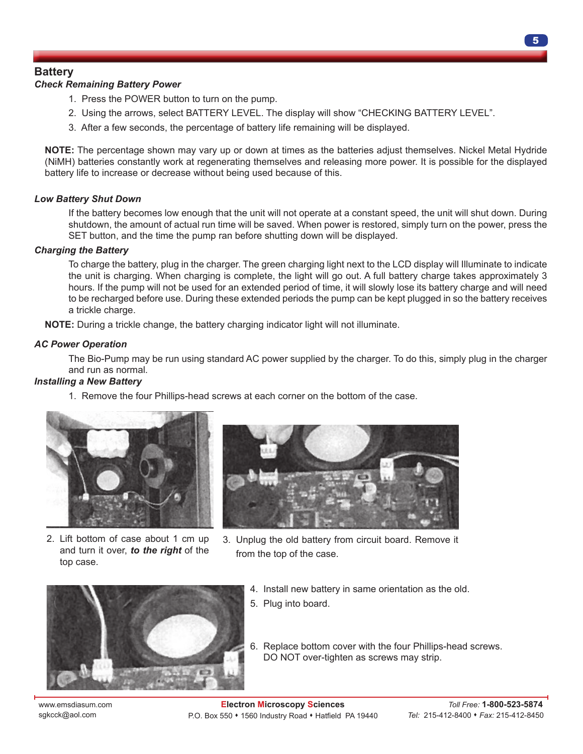## Battery

### *Check Remaining Battery Power*

1. Press the POWER button to turn on the pump.
2. Using the arrows, select BATTERY LEVEL. The display will show “CHECKING BATTERY LEVEL”.
3. After a few seconds, the percentage of battery life remaining will be displayed.

**NOTE:** The percentage shown may vary up or down at times as the batteries adjust themselves. Nickel Metal Hydride (NiMH) batteries constantly work at regenerating themselves and releasing more power. It is possible for the displayed battery life to increase or decrease without being used because of this.

### *Low Battery Shut Down*

If the battery becomes low enough that the unit will not operate at a constant speed, the unit will shut down. During shutdown, the amount of actual run time will be saved. When power is restored, simply turn on the power, press the SET button, and the time the pump ran before shutting down will be displayed.

### *Charging the Battery*

To charge the battery, plug in the charger. The green charging light next to the LCD display will Illuminate to indicate the unit is charging. When charging is complete, the light will go out. A full battery charge takes approximately 3 hours. If the pump will not be used for an extended period of time, it will slowly lose its battery charge and will need to be recharged before use. During these extended periods the pump can be kept plugged in so the battery receives a trickle charge.

**NOTE:** During a trickle change, the battery charging indicator light will not illuminate.

### *AC Power Operation*

The Bio-Pump may be run using standard AC power supplied by the charger. To do this, simply plug in the charger and run as normal.

### *Installing a New Battery*

1. Remove the four Phillips-head screws at each corner on the bottom of the case.
2. Lift bottom of case about 1 cm up and turn it over, ***to the right*** of the top case.
3. Unplug the old battery from circuit board. Remove it from the top of the case.
4. Install new battery in same orientation as the old.
5. Plug into board.
6. Replace bottom cover with the four Phillips-head screws. DO NOT over-tighten as screws may strip.

www.emsdiasum.com
sgkcck@aol.com

**Electron Microscopy Sciences**
P.O. Box 550 • 1560 Industry Road • Hatfield PA 19440

*Toll Free:* **1-800-523-5874**
*Tel:* 215-412-8400 • *Fax:* 215-412-8450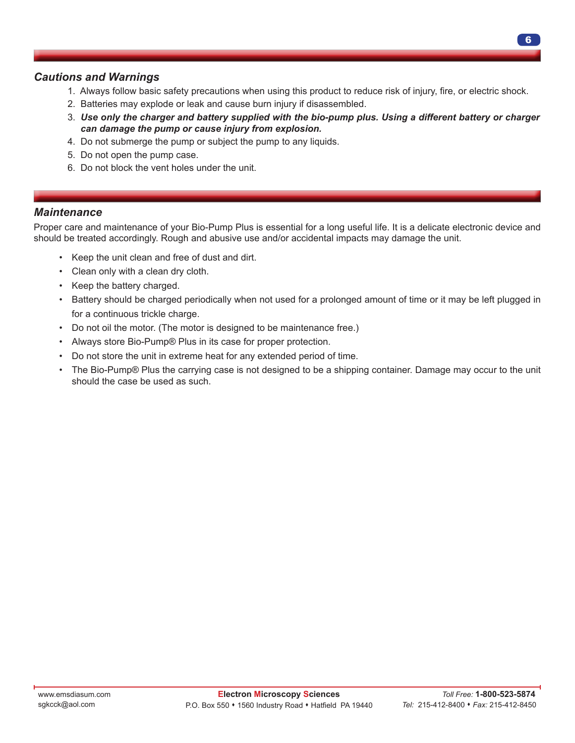## *Cautions and Warnings*

1. Always follow basic safety precautions when using this product to reduce risk of injury, fire, or electric shock.
2. Batteries may explode or leak and cause burn injury if disassembled.
3. ***Use only the charger and battery supplied with the bio-pump plus. Using a different battery or charger can damage the pump or cause injury from explosion.***
4. Do not submerge the pump or subject the pump to any liquids.
5. Do not open the pump case.
6. Do not block the vent holes under the unit.

## *Maintenance*

Proper care and maintenance of your Bio-Pump Plus is essential for a long useful life. It is a delicate electronic device and should be treated accordingly. Rough and abusive use and/or accidental impacts may damage the unit.

- Keep the unit clean and free of dust and dirt.
- Clean only with a clean dry cloth.
- Keep the battery charged.
- Battery should be charged periodically when not used for a prolonged amount of time or it may be left plugged in for a continuous trickle charge.
- Do not oil the motor. (The motor is designed to be maintenance free.)
- Always store Bio-Pump® Plus in its case for proper protection.
- Do not store the unit in extreme heat for any extended period of time.
- The Bio-Pump® Plus the carrying case is not designed to be a shipping container. Damage may occur to the unit should the case be used as such.